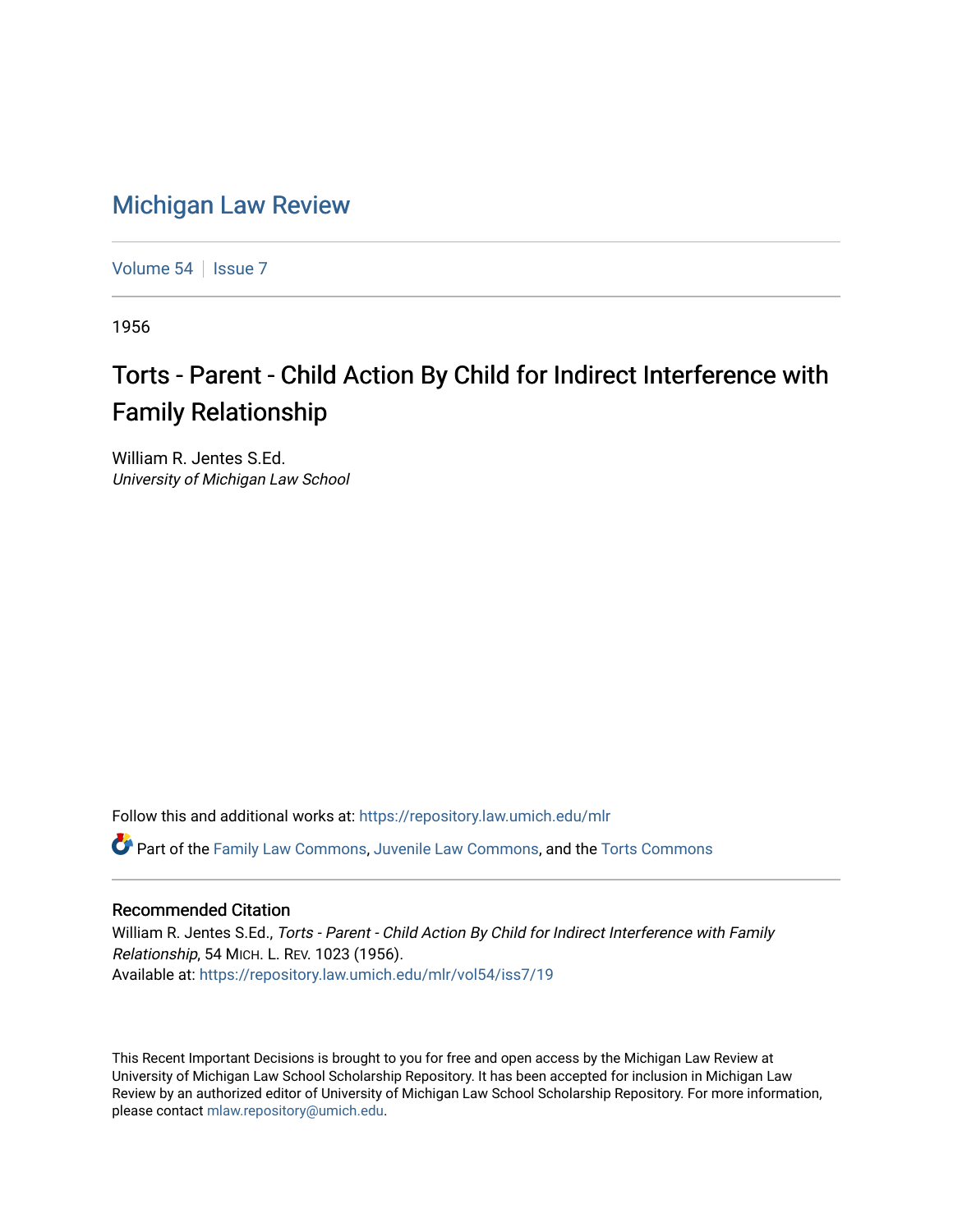# Michigan Law Review

Volume 54 | Issue 7

1956

## Torts - Parent - Child Action By Child for Indirect Interference with Family Relationship

William R. Jentes S.Ed.
*University of Michigan Law School*

Follow this and additional works at: https://repository.law.umich.edu/mlr

Part of the Family Law Commons, Juvenile Law Commons, and the Torts Commons

### Recommended Citation

William R. Jentes S.Ed., *Torts - Parent - Child Action By Child for Indirect Interference with Family Relationship*, 54 MICH. L. REV. 1023 (1956).
Available at: https://repository.law.umich.edu/mlr/vol54/iss7/19

This Recent Important Decisions is brought to you for free and open access by the Michigan Law Review at University of Michigan Law School Scholarship Repository. It has been accepted for inclusion in Michigan Law Review by an authorized editor of University of Michigan Law School Scholarship Repository. For more information, please contact mlaw.repository@umich.edu.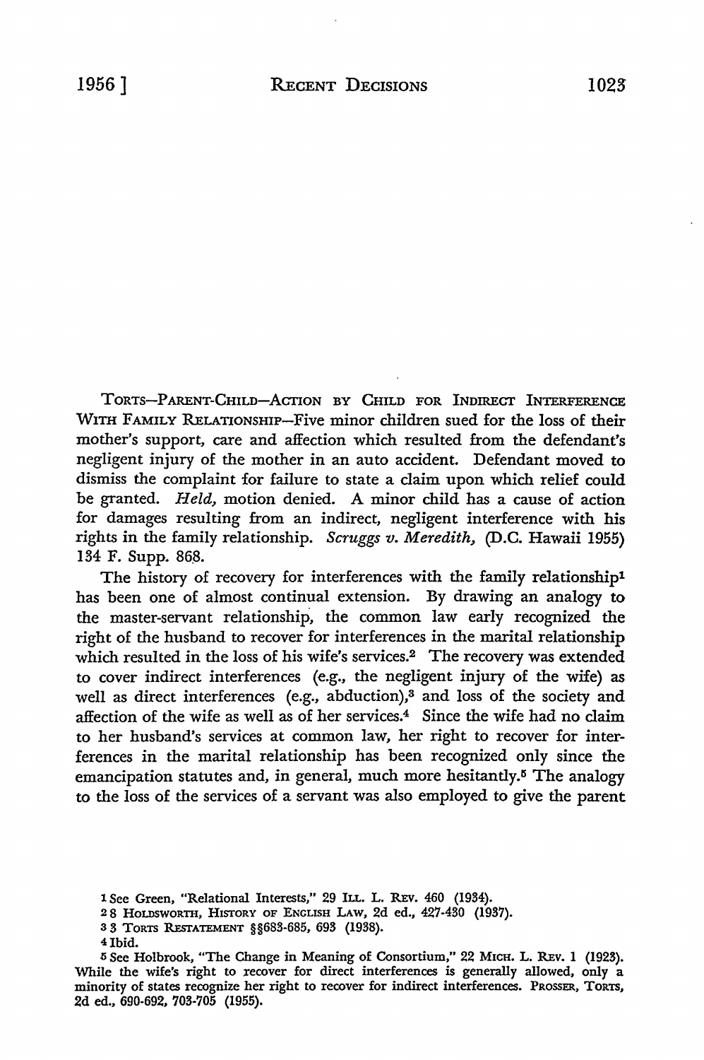TORTS—PARENT-CHILD—ACTION BY CHILD FOR INDIRECT INTERFERENCE WITH FAMILY RELATIONSHIP—Five minor children sued for the loss of their mother's support, care and affection which resulted from the defendant's negligent injury of the mother in an auto accident. Defendant moved to dismiss the complaint for failure to state a claim upon which relief could be granted. *Held,* motion denied. A minor child has a cause of action for damages resulting from an indirect, negligent interference with his rights in the family relationship. *Scruggs v. Meredith,* (D.C. Hawaii 1955) 134 F. Supp. 868.

The history of recovery for interferences with the family relationship[1] has been one of almost continual extension. By drawing an analogy to the master-servant relationship, the common law early recognized the right of the husband to recover for interferences in the marital relationship which resulted in the loss of his wife's services.[2] The recovery was extended to cover indirect interferences (e.g., the negligent injury of the wife) as well as direct interferences (e.g., abduction),[3] and loss of the society and affection of the wife as well as of her services.[4] Since the wife had no claim to her husband's services at common law, her right to recover for interferences in the marital relationship has been recognized only since the emancipation statutes and, in general, much more hesitantly.[5] The analogy to the loss of the services of a servant was also employed to give the parent

---

[1] See Green, "Relational Interests," 29 ILL. L. REV. 460 (1934).

[2] 8 HOLDSWORTH, HISTORY OF ENGLISH LAW, 2d ed., 427-430 (1937).

[3] 3 TORTS RESTATEMENT §§683-685, 693 (1938).

[4] Ibid.

[5] See Holbrook, "The Change in Meaning of Consortium," 22 MICH. L. REV. 1 (1923). While the wife's right to recover for direct interferences is generally allowed, only a minority of states recognize her right to recover for indirect interferences. PROSSER, TORTS, 2d ed., 690-692, 703-705 (1955).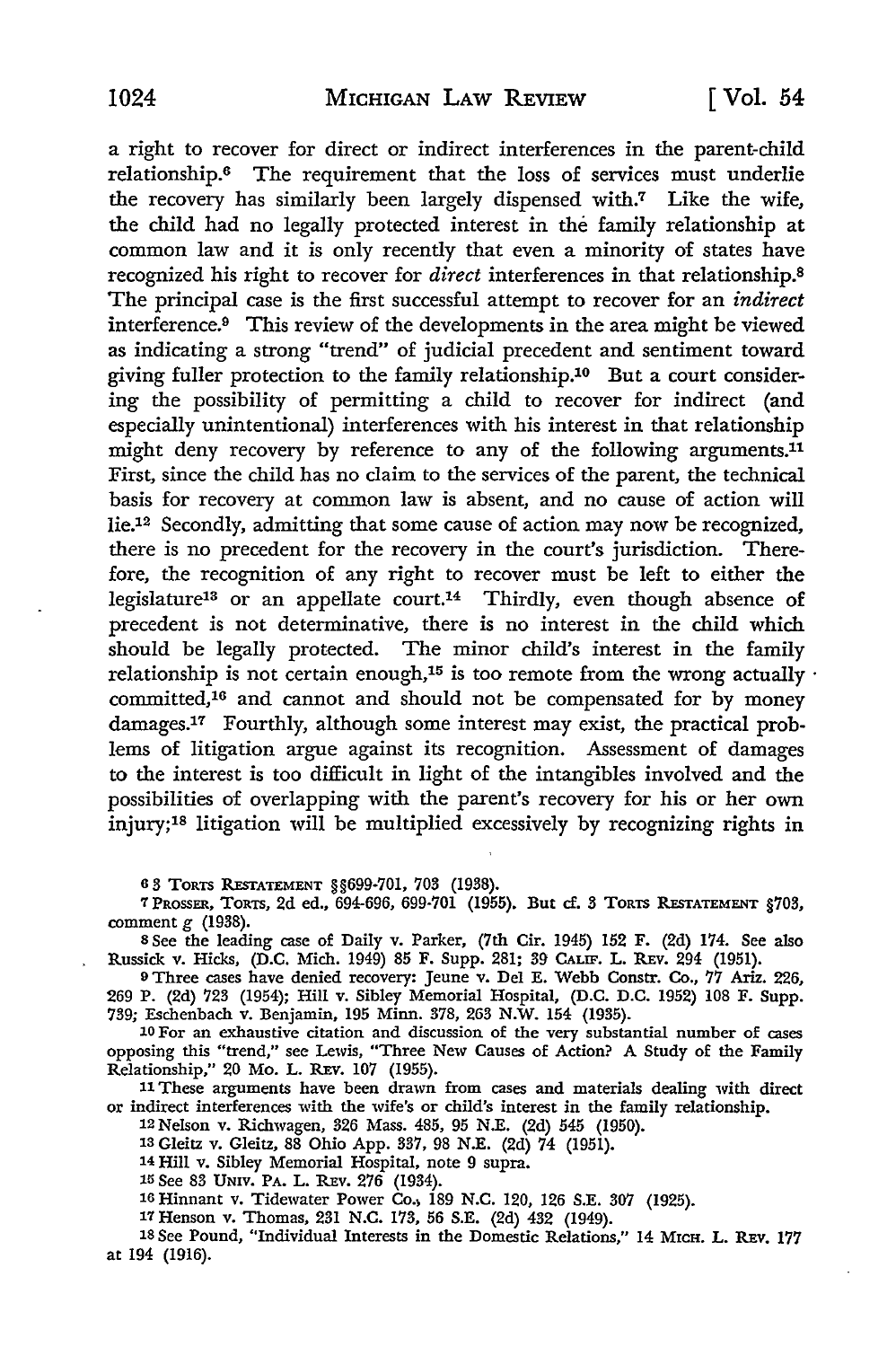a right to recover for direct or indirect interferences in the parent-child relationship.[6] The requirement that the loss of services must underlie the recovery has similarly been largely dispensed with.[7] Like the wife, the child had no legally protected interest in the family relationship at common law and it is only recently that even a minority of states have recognized his right to recover for *direct* interferences in that relationship.[8] The principal case is the first successful attempt to recover for an *indirect* interference.[9] This review of the developments in the area might be viewed as indicating a strong "trend" of judicial precedent and sentiment toward giving fuller protection to the family relationship.[10] But a court considering the possibility of permitting a child to recover for indirect (and especially unintentional) interferences with his interest in that relationship might deny recovery by reference to any of the following arguments.[11] First, since the child has no claim to the services of the parent, the technical basis for recovery at common law is absent, and no cause of action will lie.[12] Secondly, admitting that some cause of action may now be recognized, there is no precedent for the recovery in the court's jurisdiction. Therefore, the recognition of any right to recover must be left to either the legislature[13] or an appellate court.[14] Thirdly, even though absence of precedent is not determinative, there is no interest in the child which should be legally protected. The minor child's interest in the family relationship is not certain enough,[15] is too remote from the wrong actually committed,[16] and cannot and should not be compensated for by money damages.[17] Fourthly, although some interest may exist, the practical problems of litigation argue against its recognition. Assessment of damages to the interest is too difficult in light of the intangibles involved and the possibilities of overlapping with the parent's recovery for his or her own injury;[18] litigation will be multiplied excessively by recognizing rights in

[6] 3 TORTS RESTATEMENT §§699-701, 703 (1938).

[7] PROSSER, TORTS, 2d ed., 694-696, 699-701 (1955). But cf. 3 TORTS RESTATEMENT §703, comment *g* (1938).

[8] See the leading case of Daily v. Parker, (7th Cir. 1945) 152 F. (2d) 174. See also Russick v. Hicks, (D.C. Mich. 1949) 85 F. Supp. 281; 39 CALIF. L. REV. 294 (1951).

[9] Three cases have denied recovery: Jeune v. Del E. Webb Constr. Co., 77 Ariz. 226, 269 P. (2d) 723 (1954); Hill v. Sibley Memorial Hospital, (D.C. D.C. 1952) 108 F. Supp. 739; Eschenbach v. Benjamin, 195 Minn. 378, 263 N.W. 154 (1935).

[10] For an exhaustive citation and discussion of the very substantial number of cases opposing this "trend," see Lewis, "Three New Causes of Action? A Study of the Family Relationship," 20 Mo. L. REV. 107 (1955).

[11] These arguments have been drawn from cases and materials dealing with direct or indirect interferences with the wife's or child's interest in the family relationship.

[12] Nelson v. Richwagen, 326 Mass. 485, 95 N.E. (2d) 545 (1950).

[13] Gleitz v. Gleitz, 88 Ohio App. 337, 98 N.E. (2d) 74 (1951).

[14] Hill v. Sibley Memorial Hospital, note 9 supra.

[15] See 83 UNIV. PA. L. REV. 276 (1934).

[16] Hinnant v. Tidewater Power Co., 189 N.C. 120, 126 S.E. 307 (1925).

[17] Henson v. Thomas, 231 N.C. 173, 56 S.E. (2d) 432 (1949).

[18] See Pound, "Individual Interests in the Domestic Relations," 14 MICH. L. REV. 177 at 194 (1916).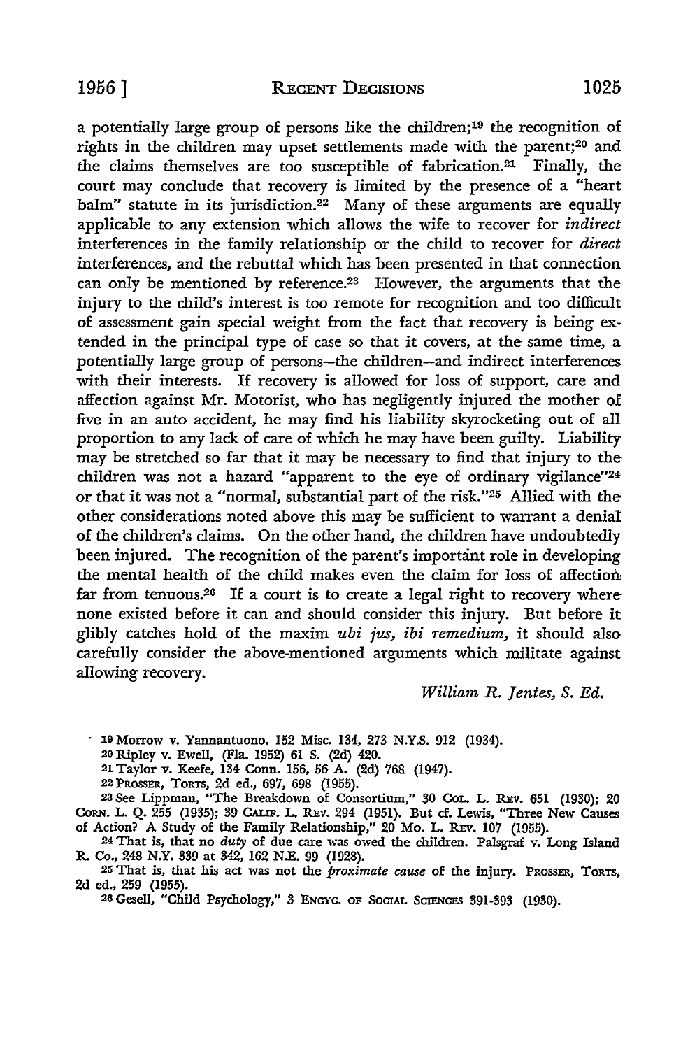a potentially large group of persons like the children;[19] the recognition of rights in the children may upset settlements made with the parent;[20] and the claims themselves are too susceptible of fabrication.[21] Finally, the court may conclude that recovery is limited by the presence of a "heart balm" statute in its jurisdiction.[22] Many of these arguments are equally applicable to any extension which allows the wife to recover for *indirect* interferences in the family relationship or the child to recover for *direct* interferences, and the rebuttal which has been presented in that connection can only be mentioned by reference.[23] However, the arguments that the injury to the child's interest is too remote for recognition and too difficult of assessment gain special weight from the fact that recovery is being extended in the principal type of case so that it covers, at the same time, a potentially large group of persons—the children—and indirect interferences with their interests. If recovery is allowed for loss of support, care and affection against Mr. Motorist, who has negligently injured the mother of five in an auto accident, he may find his liability skyrocketing out of all proportion to any lack of care of which he may have been guilty. Liability may be stretched so far that it may be necessary to find that injury to the children was not a hazard "apparent to the eye of ordinary vigilance"[24] or that it was not a "normal, substantial part of the risk."[25] Allied with the other considerations noted above this may be sufficient to warrant a denial of the children's claims. On the other hand, the children have undoubtedly been injured. The recognition of the parent's important role in developing the mental health of the child makes even the claim for loss of affection far from tenuous.[26] If a court is to create a legal right to recovery where none existed before it can and should consider this injury. But before it glibly catches hold of the maxim *ubi jus, ibi remedium,* it should also carefully consider the above-mentioned arguments which militate against allowing recovery.

*William R. Jentes, S. Ed.*

---

19 Morrow v. Yannantuono, 152 Misc. 134, 273 N.Y.S. 912 (1934).

20 Ripley v. Ewell, (Fla. 1952) 61 S. (2d) 420.

21 Taylor v. Keefe, 134 Conn. 156, 56 A. (2d) 768 (1947).

22 PROSSER, TORTS, 2d ed., 697, 698 (1955).

23 See Lippman, "The Breakdown of Consortium," 30 COL. L. REV. 651 (1930); 20 CORN. L. Q. 255 (1935); 39 CALIF. L. REV. 294 (1951). But cf. Lewis, "Three New Causes of Action? A Study of the Family Relationship," 20 MO. L. REV. 107 (1955).

24 That is, that no *duty* of due care was owed the children. Palsgraf v. Long Island R. Co., 248 N.Y. 339 at 342, 162 N.E. 99 (1928).

25 That is, that his act was not the *proximate cause* of the injury. PROSSER, TORTS, 2d ed., 259 (1955).

26 Gesell, "Child Psychology," 3 ENCYC. OF SOCIAL SCIENCES 391-393 (1930).